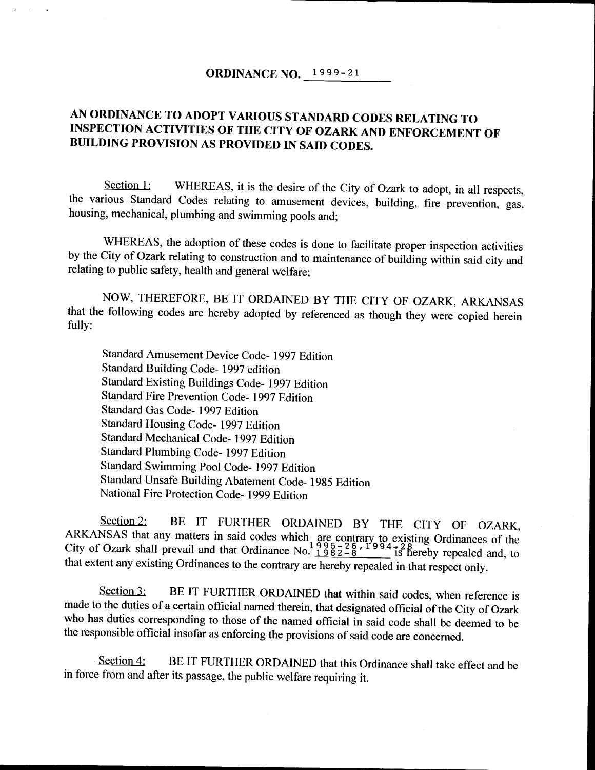**ORDINANCE NO. 1999-21**

# AN ORDINANCE TO ADOPT VARIOUS STANDARD CODES RELATING TO INSPECTION ACTIVITIES OF THE CITY OF OZARK AND ENFORCEMENT OF BUILDING PROVISION AS PROVIDED IN SAID CODES.

Section 1: WHEREAS, it is the desire of the City of Ozark to adopt, in all respects, the various Standard Codes relating to amusement devices, building, fire prevention, gas, housing, mechanical, plumbing and swimming pools and;

WHEREAS, the adoption of these codes is done to facilitate proper inspection activities by the City of Ozark relating to construction and to maintenance of building within said city and relating to public safety, health and general welfare;

NOW, THEREFORE, BE IT ORDAINED BY THE CITY OF OZARK, ARKANSAS that the following codes are hereby adopted by referenced as though they were copied herein fully:

Standard Amusement Device Code- 1997 Edition
Standard Building Code- 1997 edition
Standard Existing Buildings Code- 1997 Edition
Standard Fire Prevention Code- 1997 Edition
Standard Gas Code- 1997 Edition
Standard Housing Code- 1997 Edition
Standard Mechanical Code- 1997 Edition
Standard Plumbing Code- 1997 Edition
Standard Swimming Pool Code- 1997 Edition
Standard Unsafe Building Abatement Code- 1985 Edition
National Fire Protection Code- 1999 Edition

Section 2: BE IT FURTHER ORDAINED BY THE CITY OF OZARK, ARKANSAS that any matters in said codes which are contrary to existing Ordinances of the City of Ozark shall prevail and that Ordinance No. 1996-26, 1994-28, 1982-8 is hereby repealed and, to that extent any existing Ordinances to the contrary are hereby repealed in that respect only.

Section 3: BE IT FURTHER ORDAINED that within said codes, when reference is made to the duties of a certain official named therein, that designated official of the City of Ozark who has duties corresponding to those of the named official in said code shall be deemed to be the responsible official insofar as enforcing the provisions of said code are concerned.

Section 4: BE IT FURTHER ORDAINED that this Ordinance shall take effect and be in force from and after its passage, the public welfare requiring it.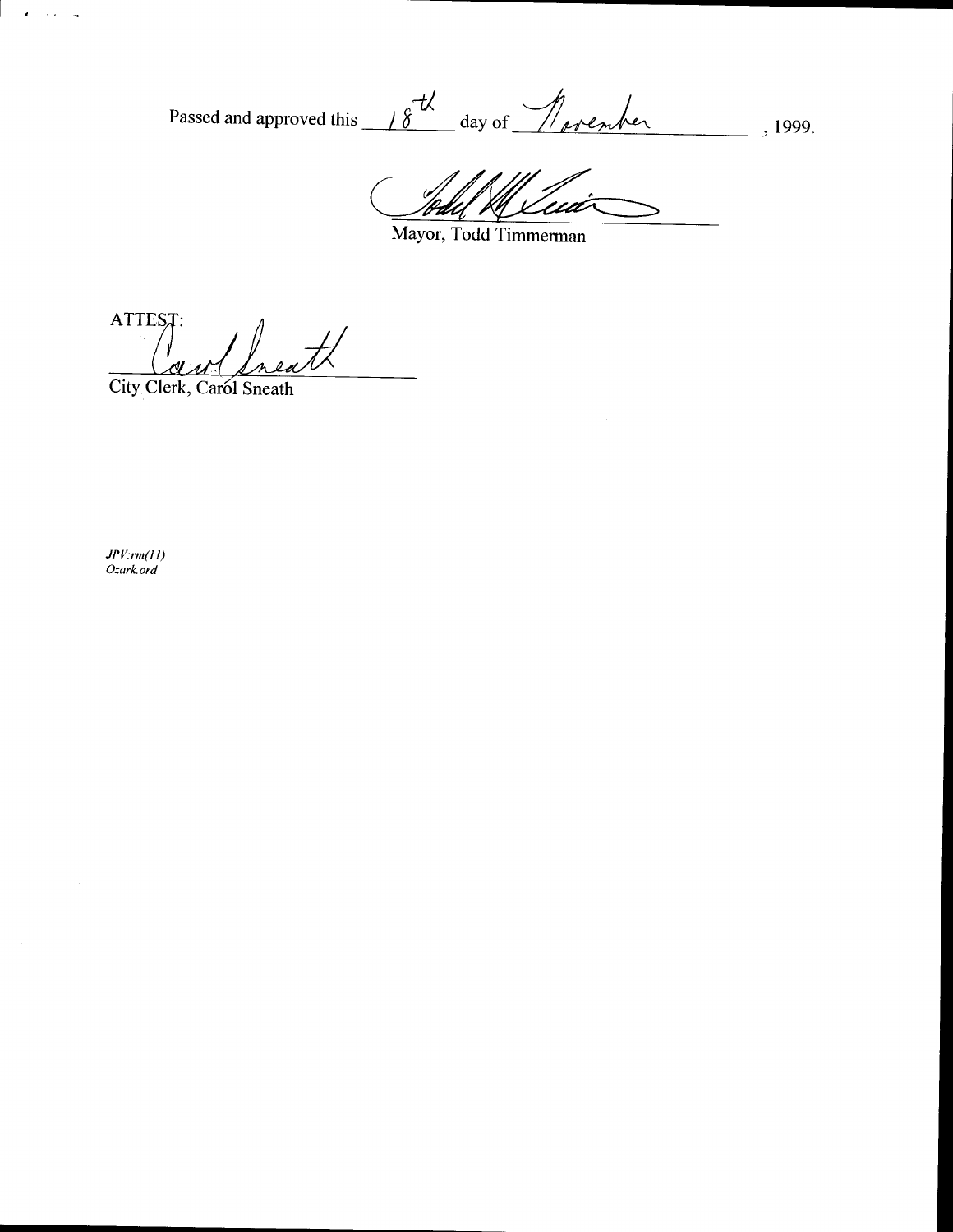Passed and approved this 18th day of November, 1999.

Mayor, Todd Timmerman

ATTEST:

City Clerk, Carol Sneath

*JPV:rm(11)*
*Ozark.ord*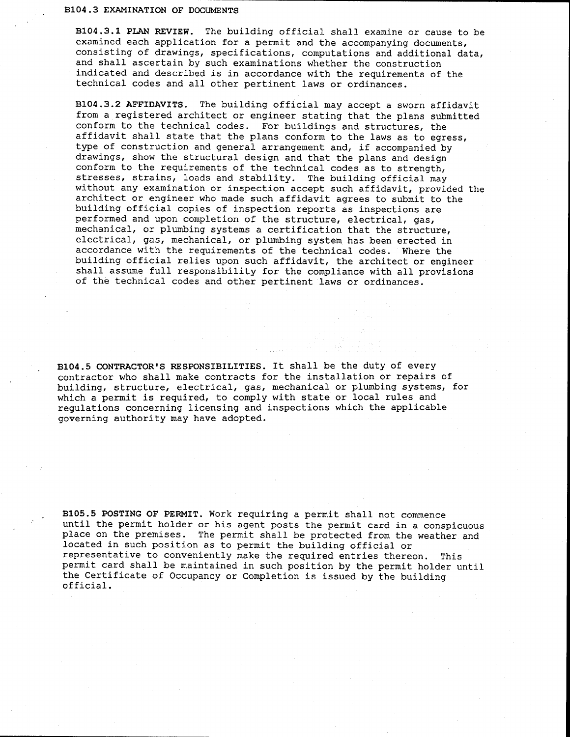## B104.3 EXAMINATION OF DOCUMENTS

**B104.3.1 PLAN REVIEW.** The building official shall examine or cause to be examined each application for a permit and the accompanying documents, consisting of drawings, specifications, computations and additional data, and shall ascertain by such examinations whether the construction indicated and described is in accordance with the requirements of the technical codes and all other pertinent laws or ordinances.

**B104.3.2 AFFIDAVITS.** The building official may accept a sworn affidavit from a registered architect or engineer stating that the plans submitted conform to the technical codes. For buildings and structures, the affidavit shall state that the plans conform to the laws as to egress, type of construction and general arrangement and, if accompanied by drawings, show the structural design and that the plans and design conform to the requirements of the technical codes as to strength, stresses, strains, loads and stability. The building official may without any examination or inspection accept such affidavit, provided the architect or engineer who made such affidavit agrees to submit to the building official copies of inspection reports as inspections are performed and upon completion of the structure, electrical, gas, mechanical, or plumbing systems a certification that the structure, electrical, gas, mechanical, or plumbing system has been erected in accordance with the requirements of the technical codes. Where the building official relies upon such affidavit, the architect or engineer shall assume full responsibility for the compliance with all provisions of the technical codes and other pertinent laws or ordinances.

**B104.5 CONTRACTOR'S RESPONSIBILITIES.** It shall be the duty of every contractor who shall make contracts for the installation or repairs of building, structure, electrical, gas, mechanical or plumbing systems, for which a permit is required, to comply with state or local rules and regulations concerning licensing and inspections which the applicable governing authority may have adopted.

**B105.5 POSTING OF PERMIT.** Work requiring a permit shall not commence until the permit holder or his agent posts the permit card in a conspicuous place on the premises. The permit shall be protected from the weather and located in such position as to permit the building official or representative to conveniently make the required entries thereon. This permit card shall be maintained in such position by the permit holder until the Certificate of Occupancy or Completion is issued by the building official.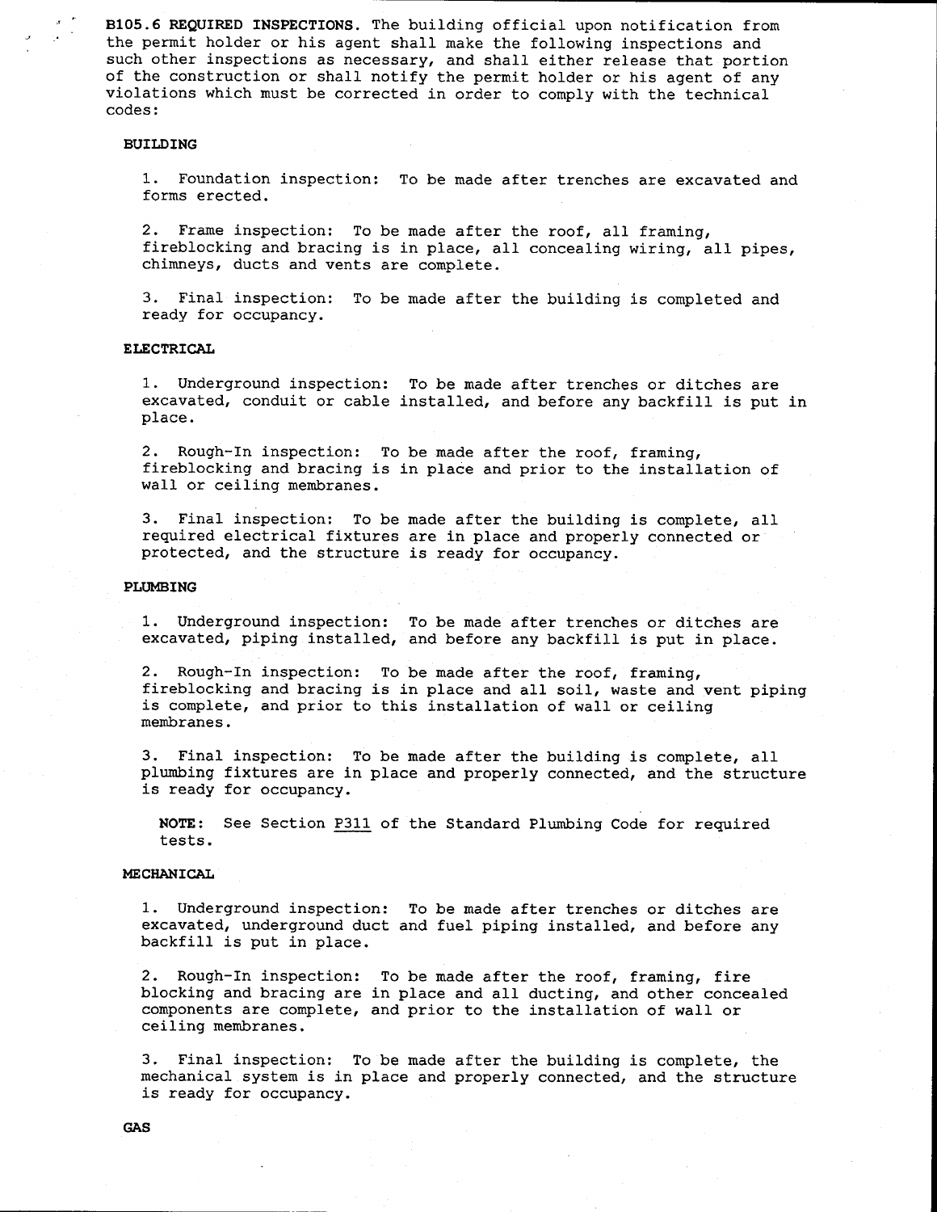**B105.6 REQUIRED INSPECTIONS.** The building official upon notification from the permit holder or his agent shall make the following inspections and such other inspections as necessary, and shall either release that portion of the construction or shall notify the permit holder or his agent of any violations which must be corrected in order to comply with the technical codes:

**BUILDING**

1. Foundation inspection: To be made after trenches are excavated and forms erected.

2. Frame inspection: To be made after the roof, all framing, fireblocking and bracing is in place, all concealing wiring, all pipes, chimneys, ducts and vents are complete.

3. Final inspection: To be made after the building is completed and ready for occupancy.

**ELECTRICAL**

1. Underground inspection: To be made after trenches or ditches are excavated, conduit or cable installed, and before any backfill is put in place.

2. Rough-In inspection: To be made after the roof, framing, fireblocking and bracing is in place and prior to the installation of wall or ceiling membranes.

3. Final inspection: To be made after the building is complete, all required electrical fixtures are in place and properly connected or protected, and the structure is ready for occupancy.

**PLUMBING**

1. Underground inspection: To be made after trenches or ditches are excavated, piping installed, and before any backfill is put in place.

2. Rough-In inspection: To be made after the roof, framing, fireblocking and bracing is in place and all soil, waste and vent piping is complete, and prior to this installation of wall or ceiling membranes.

3. Final inspection: To be made after the building is complete, all plumbing fixtures are in place and properly connected, and the structure is ready for occupancy.

**NOTE:** See Section P311 of the Standard Plumbing Code for required tests.

**MECHANICAL**

1. Underground inspection: To be made after trenches or ditches are excavated, underground duct and fuel piping installed, and before any backfill is put in place.

2. Rough-In inspection: To be made after the roof, framing, fire blocking and bracing are in place and all ducting, and other concealed components are complete, and prior to the installation of wall or ceiling membranes.

3. Final inspection: To be made after the building is complete, the mechanical system is in place and properly connected, and the structure is ready for occupancy.

**GAS**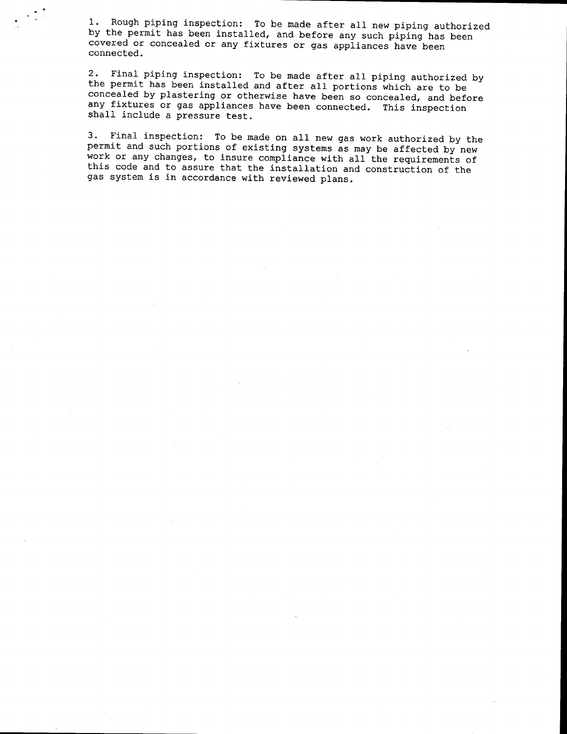1. Rough piping inspection: To be made after all new piping authorized by the permit has been installed, and before any such piping has been covered or concealed or any fixtures or gas appliances have been connected.

2. Final piping inspection: To be made after all piping authorized by the permit has been installed and after all portions which are to be concealed by plastering or otherwise have been so concealed, and before any fixtures or gas appliances have been connected. This inspection shall include a pressure test.

3. Final inspection: To be made on all new gas work authorized by the permit and such portions of existing systems as may be affected by new work or any changes, to insure compliance with all the requirements of this code and to assure that the installation and construction of the gas system is in accordance with reviewed plans.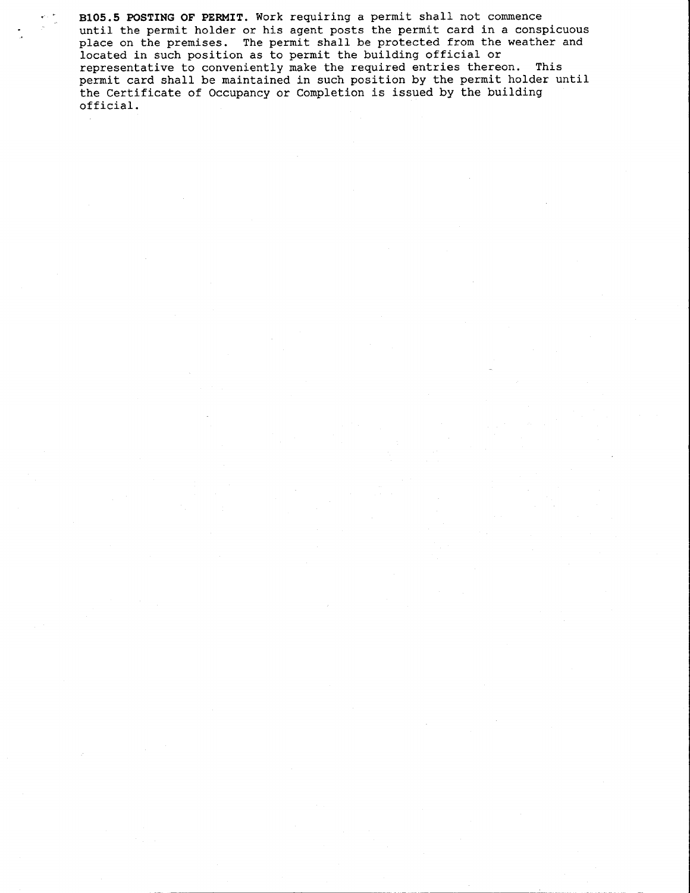**B105.5 POSTING OF PERMIT.** Work requiring a permit shall not commence until the permit holder or his agent posts the permit card in a conspicuous place on the premises. The permit shall be protected from the weather and located in such position as to permit the building official or representative to conveniently make the required entries thereon. This permit card shall be maintained in such position by the permit holder until the Certificate of Occupancy or Completion is issued by the building official.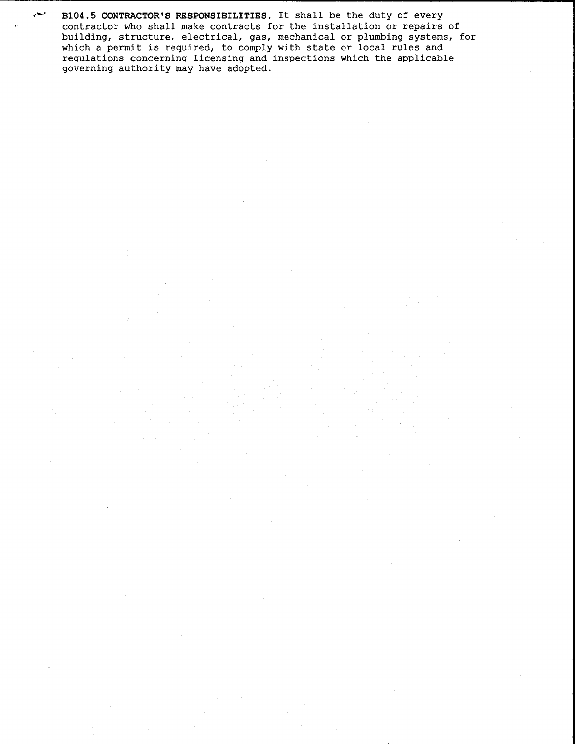**B104.5 CONTRACTOR'S RESPONSIBILITIES.** It shall be the duty of every contractor who shall make contracts for the installation or repairs of building, structure, electrical, gas, mechanical or plumbing systems, for which a permit is required, to comply with state or local rules and regulations concerning licensing and inspections which the applicable governing authority may have adopted.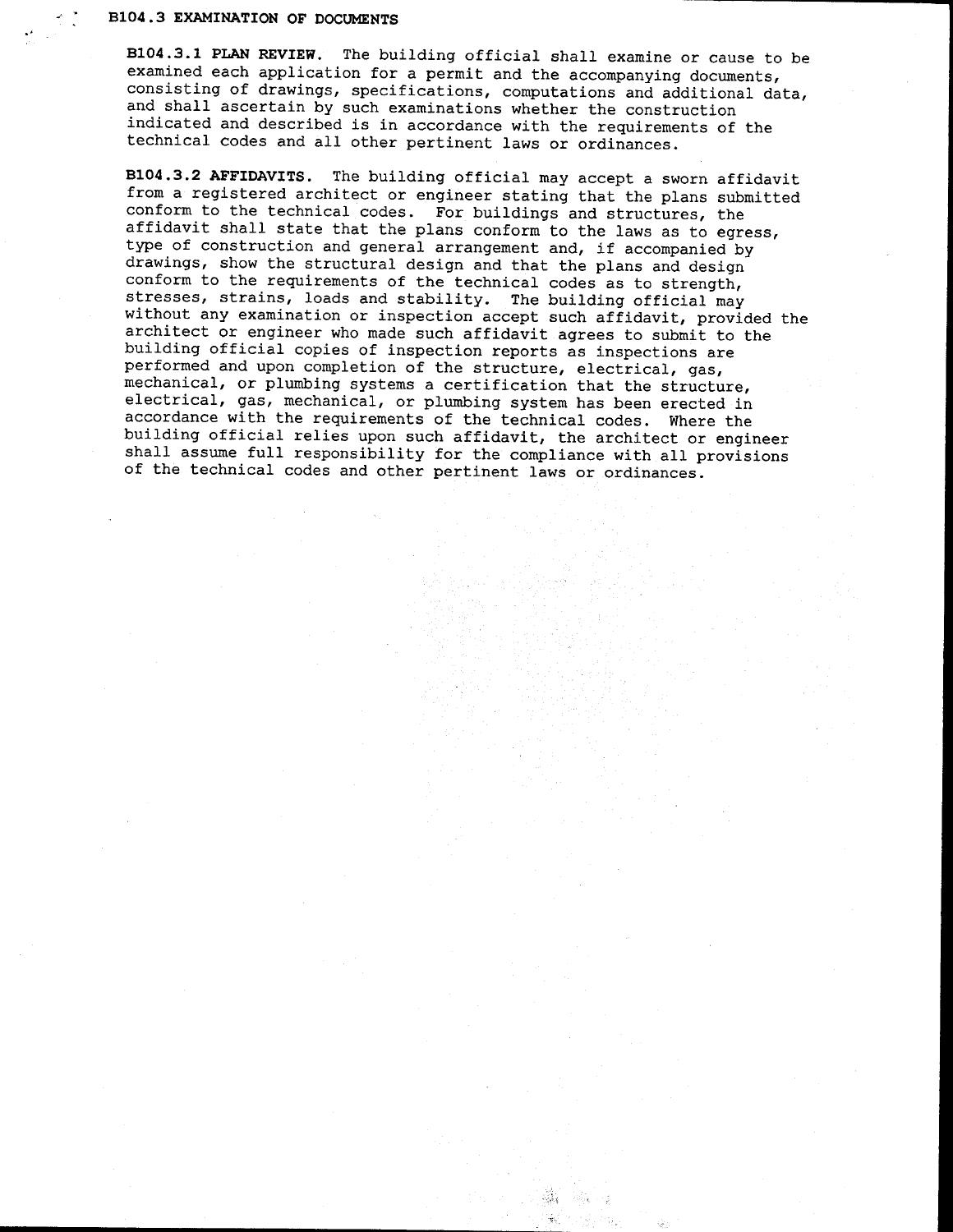### B104.3 EXAMINATION OF DOCUMENTS

**B104.3.1 PLAN REVIEW.** The building official shall examine or cause to be examined each application for a permit and the accompanying documents, consisting of drawings, specifications, computations and additional data, and shall ascertain by such examinations whether the construction indicated and described is in accordance with the requirements of the technical codes and all other pertinent laws or ordinances.

**B104.3.2 AFFIDAVITS.** The building official may accept a sworn affidavit from a registered architect or engineer stating that the plans submitted conform to the technical codes. For buildings and structures, the affidavit shall state that the plans conform to the laws as to egress, type of construction and general arrangement and, if accompanied by drawings, show the structural design and that the plans and design conform to the requirements of the technical codes as to strength, stresses, strains, loads and stability. The building official may without any examination or inspection accept such affidavit, provided the architect or engineer who made such affidavit agrees to submit to the building official copies of inspection reports as inspections are performed and upon completion of the structure, electrical, gas, mechanical, or plumbing systems a certification that the structure, electrical, gas, mechanical, or plumbing system has been erected in accordance with the requirements of the technical codes. Where the building official relies upon such affidavit, the architect or engineer shall assume full responsibility for the compliance with all provisions of the technical codes and other pertinent laws or ordinances.